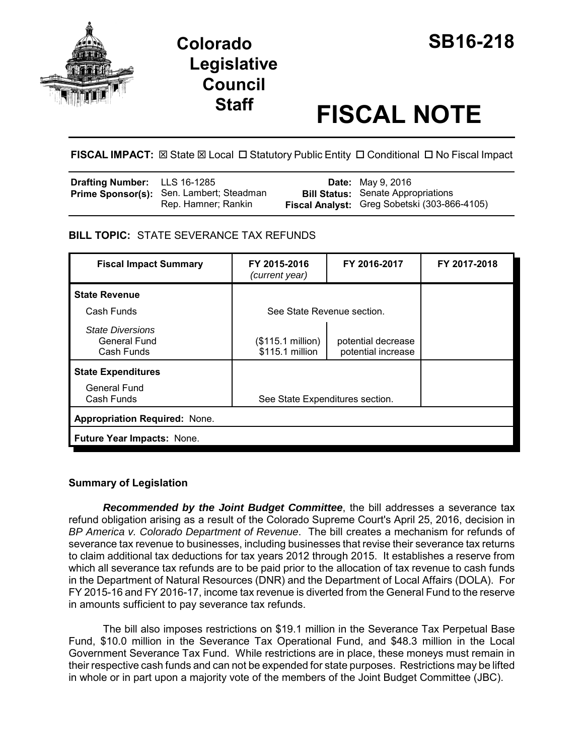# Colorado Legislative Council Staff

# SB16-218

# FISCAL NOTE

**FISCAL IMPACT:** ☒ State ☒ Local ☐ Statutory Public Entity ☐ Conditional ☐ No Fiscal Impact

| | | | |
|---|---|---|---|
| **Drafting Number:** | LLS 16-1285 | **Date:** | May 9, 2016 |
| **Prime Sponsor(s):** | Sen. Lambert; Steadman<br>Rep. Hamner; Rankin | **Bill Status:** | Senate Appropriations |
| | | **Fiscal Analyst:** | Greg Sobetski (303-866-4105) |

**BILL TOPIC:** STATE SEVERANCE TAX REFUNDS

| Fiscal Impact Summary | FY 2015-2016 *(current year)* | FY 2016-2017 | FY 2017-2018 |
|---|---|---|---|
| **State Revenue** | | | |
| Cash Funds | See State Revenue section. | | |
| *State Diversions* | | | |
| General Fund | ($115.1 million) | potential decrease | |
| Cash Funds | $115.1 million | potential increase | |
| **State Expenditures** | | | |
| General Fund | | | |
| Cash Funds | See State Expenditures section. | | |
| **Appropriation Required:** None. | | | |
| **Future Year Impacts:** None. | | | |

## Summary of Legislation

***Recommended by the Joint Budget Committee***, the bill addresses a severance tax refund obligation arising as a result of the Colorado Supreme Court's April 25, 2016, decision in *BP America v. Colorado Department of Revenue*. The bill creates a mechanism for refunds of severance tax revenue to businesses, including businesses that revise their severance tax returns to claim additional tax deductions for tax years 2012 through 2015. It establishes a reserve from which all severance tax refunds are to be paid prior to the allocation of tax revenue to cash funds in the Department of Natural Resources (DNR) and the Department of Local Affairs (DOLA). For FY 2015-16 and FY 2016-17, income tax revenue is diverted from the General Fund to the reserve in amounts sufficient to pay severance tax refunds.

The bill also imposes restrictions on $19.1 million in the Severance Tax Perpetual Base Fund, $10.0 million in the Severance Tax Operational Fund, and $48.3 million in the Local Government Severance Tax Fund. While restrictions are in place, these moneys must remain in their respective cash funds and can not be expended for state purposes. Restrictions may be lifted in whole or in part upon a majority vote of the members of the Joint Budget Committee (JBC).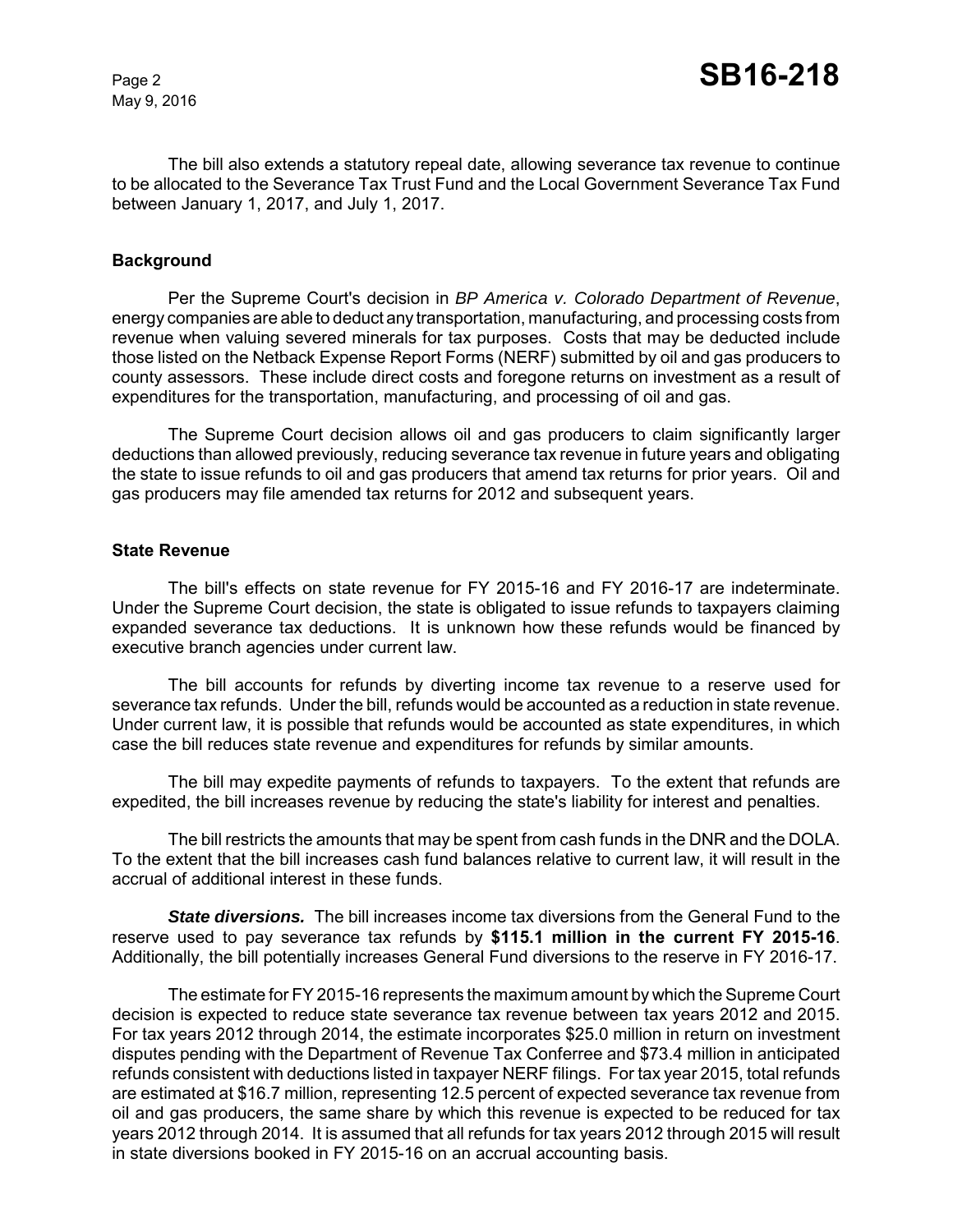The bill also extends a statutory repeal date, allowing severance tax revenue to continue to be allocated to the Severance Tax Trust Fund and the Local Government Severance Tax Fund between January 1, 2017, and July 1, 2017.

### Background

Per the Supreme Court's decision in *BP America v. Colorado Department of Revenue*, energy companies are able to deduct any transportation, manufacturing, and processing costs from revenue when valuing severed minerals for tax purposes. Costs that may be deducted include those listed on the Netback Expense Report Forms (NERF) submitted by oil and gas producers to county assessors. These include direct costs and foregone returns on investment as a result of expenditures for the transportation, manufacturing, and processing of oil and gas.

The Supreme Court decision allows oil and gas producers to claim significantly larger deductions than allowed previously, reducing severance tax revenue in future years and obligating the state to issue refunds to oil and gas producers that amend tax returns for prior years. Oil and gas producers may file amended tax returns for 2012 and subsequent years.

### State Revenue

The bill's effects on state revenue for FY 2015-16 and FY 2016-17 are indeterminate. Under the Supreme Court decision, the state is obligated to issue refunds to taxpayers claiming expanded severance tax deductions. It is unknown how these refunds would be financed by executive branch agencies under current law.

The bill accounts for refunds by diverting income tax revenue to a reserve used for severance tax refunds. Under the bill, refunds would be accounted as a reduction in state revenue. Under current law, it is possible that refunds would be accounted as state expenditures, in which case the bill reduces state revenue and expenditures for refunds by similar amounts.

The bill may expedite payments of refunds to taxpayers. To the extent that refunds are expedited, the bill increases revenue by reducing the state's liability for interest and penalties.

The bill restricts the amounts that may be spent from cash funds in the DNR and the DOLA. To the extent that the bill increases cash fund balances relative to current law, it will result in the accrual of additional interest in these funds.

***State diversions.*** The bill increases income tax diversions from the General Fund to the reserve used to pay severance tax refunds by **$115.1 million in the current FY 2015-16**. Additionally, the bill potentially increases General Fund diversions to the reserve in FY 2016-17.

The estimate for FY 2015-16 represents the maximum amount by which the Supreme Court decision is expected to reduce state severance tax revenue between tax years 2012 and 2015. For tax years 2012 through 2014, the estimate incorporates $25.0 million in return on investment disputes pending with the Department of Revenue Tax Conferree and $73.4 million in anticipated refunds consistent with deductions listed in taxpayer NERF filings. For tax year 2015, total refunds are estimated at $16.7 million, representing 12.5 percent of expected severance tax revenue from oil and gas producers, the same share by which this revenue is expected to be reduced for tax years 2012 through 2014. It is assumed that all refunds for tax years 2012 through 2015 will result in state diversions booked in FY 2015-16 on an accrual accounting basis.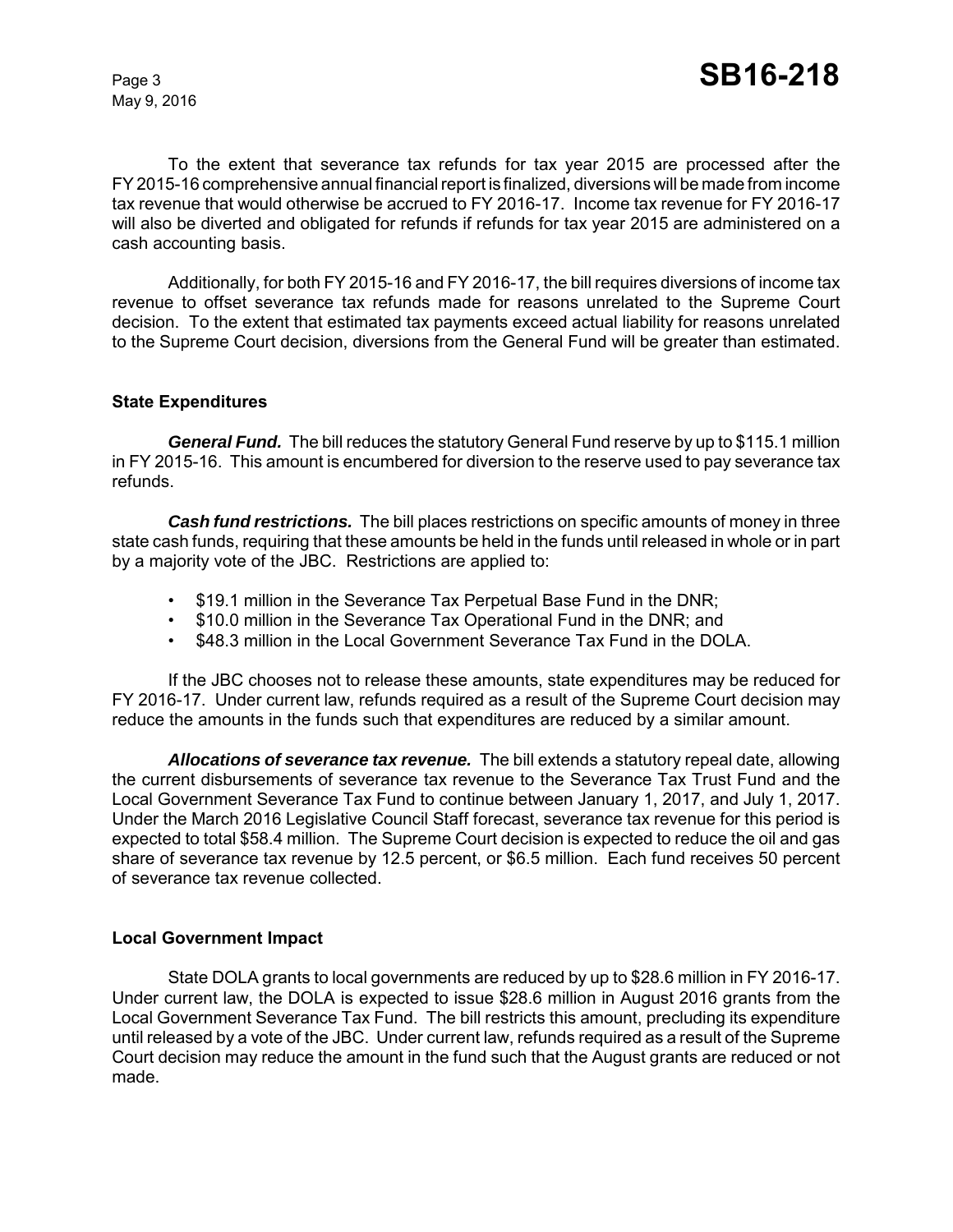To the extent that severance tax refunds for tax year 2015 are processed after the FY 2015-16 comprehensive annual financial report is finalized, diversions will be made from income tax revenue that would otherwise be accrued to FY 2016-17. Income tax revenue for FY 2016-17 will also be diverted and obligated for refunds if refunds for tax year 2015 are administered on a cash accounting basis.

Additionally, for both FY 2015-16 and FY 2016-17, the bill requires diversions of income tax revenue to offset severance tax refunds made for reasons unrelated to the Supreme Court decision. To the extent that estimated tax payments exceed actual liability for reasons unrelated to the Supreme Court decision, diversions from the General Fund will be greater than estimated.

### State Expenditures

***General Fund.*** The bill reduces the statutory General Fund reserve by up to $115.1 million in FY 2015-16. This amount is encumbered for diversion to the reserve used to pay severance tax refunds.

***Cash fund restrictions.*** The bill places restrictions on specific amounts of money in three state cash funds, requiring that these amounts be held in the funds until released in whole or in part by a majority vote of the JBC. Restrictions are applied to:

- $19.1 million in the Severance Tax Perpetual Base Fund in the DNR;
- $10.0 million in the Severance Tax Operational Fund in the DNR; and
- $48.3 million in the Local Government Severance Tax Fund in the DOLA.

If the JBC chooses not to release these amounts, state expenditures may be reduced for FY 2016-17. Under current law, refunds required as a result of the Supreme Court decision may reduce the amounts in the funds such that expenditures are reduced by a similar amount.

***Allocations of severance tax revenue.*** The bill extends a statutory repeal date, allowing the current disbursements of severance tax revenue to the Severance Tax Trust Fund and the Local Government Severance Tax Fund to continue between January 1, 2017, and July 1, 2017. Under the March 2016 Legislative Council Staff forecast, severance tax revenue for this period is expected to total $58.4 million. The Supreme Court decision is expected to reduce the oil and gas share of severance tax revenue by 12.5 percent, or $6.5 million. Each fund receives 50 percent of severance tax revenue collected.

### Local Government Impact

State DOLA grants to local governments are reduced by up to $28.6 million in FY 2016-17. Under current law, the DOLA is expected to issue $28.6 million in August 2016 grants from the Local Government Severance Tax Fund. The bill restricts this amount, precluding its expenditure until released by a vote of the JBC. Under current law, refunds required as a result of the Supreme Court decision may reduce the amount in the fund such that the August grants are reduced or not made.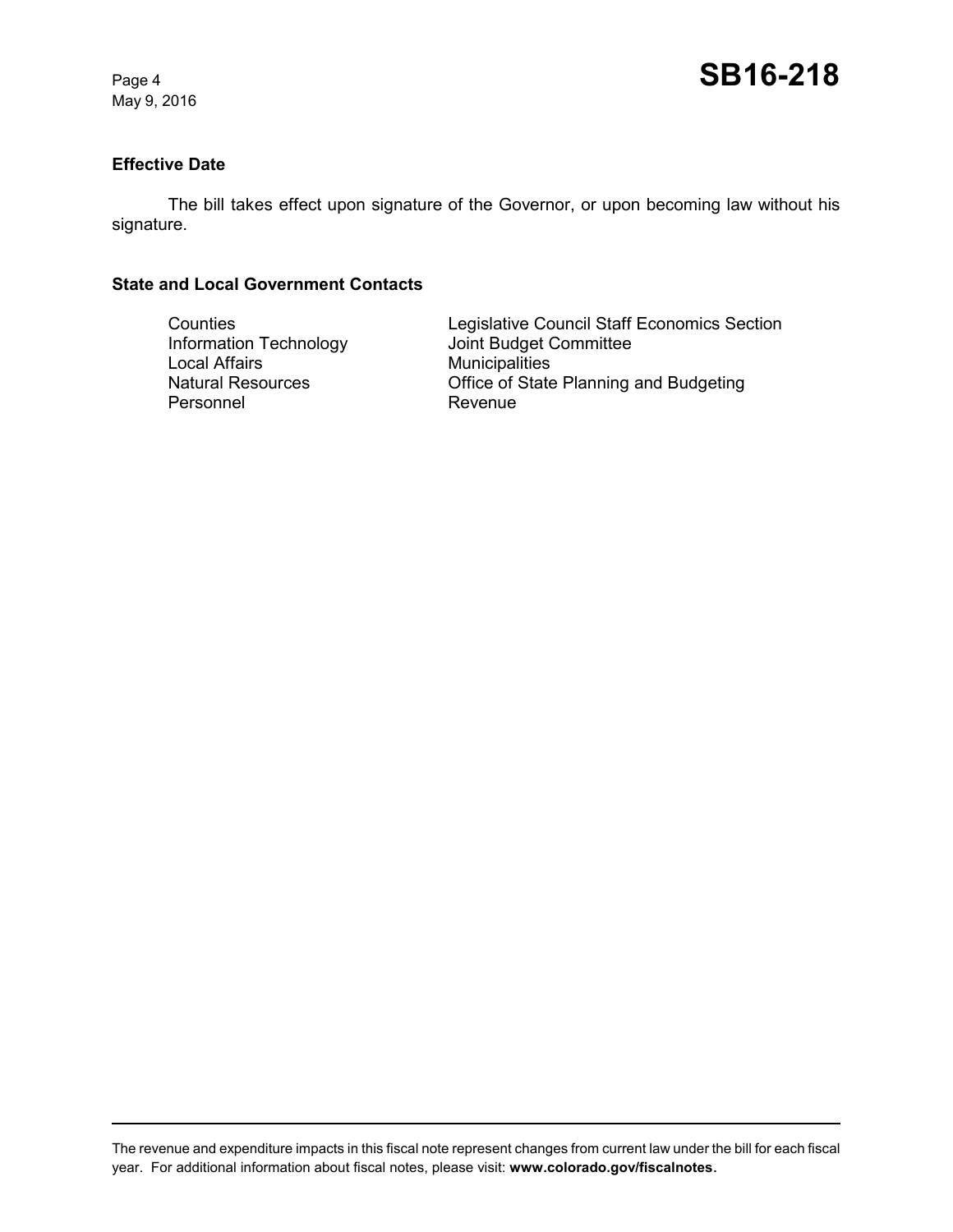**Effective Date**

The bill takes effect upon signature of the Governor, or upon becoming law without his signature.

**State and Local Government Contacts**

| | |
|---|---|
| Counties | Legislative Council Staff Economics Section |
| Information Technology | Joint Budget Committee |
| Local Affairs | Municipalities |
| Natural Resources | Office of State Planning and Budgeting |
| Personnel | Revenue |

The revenue and expenditure impacts in this fiscal note represent changes from current law under the bill for each fiscal year. For additional information about fiscal notes, please visit: **www.colorado.gov/fiscalnotes.**